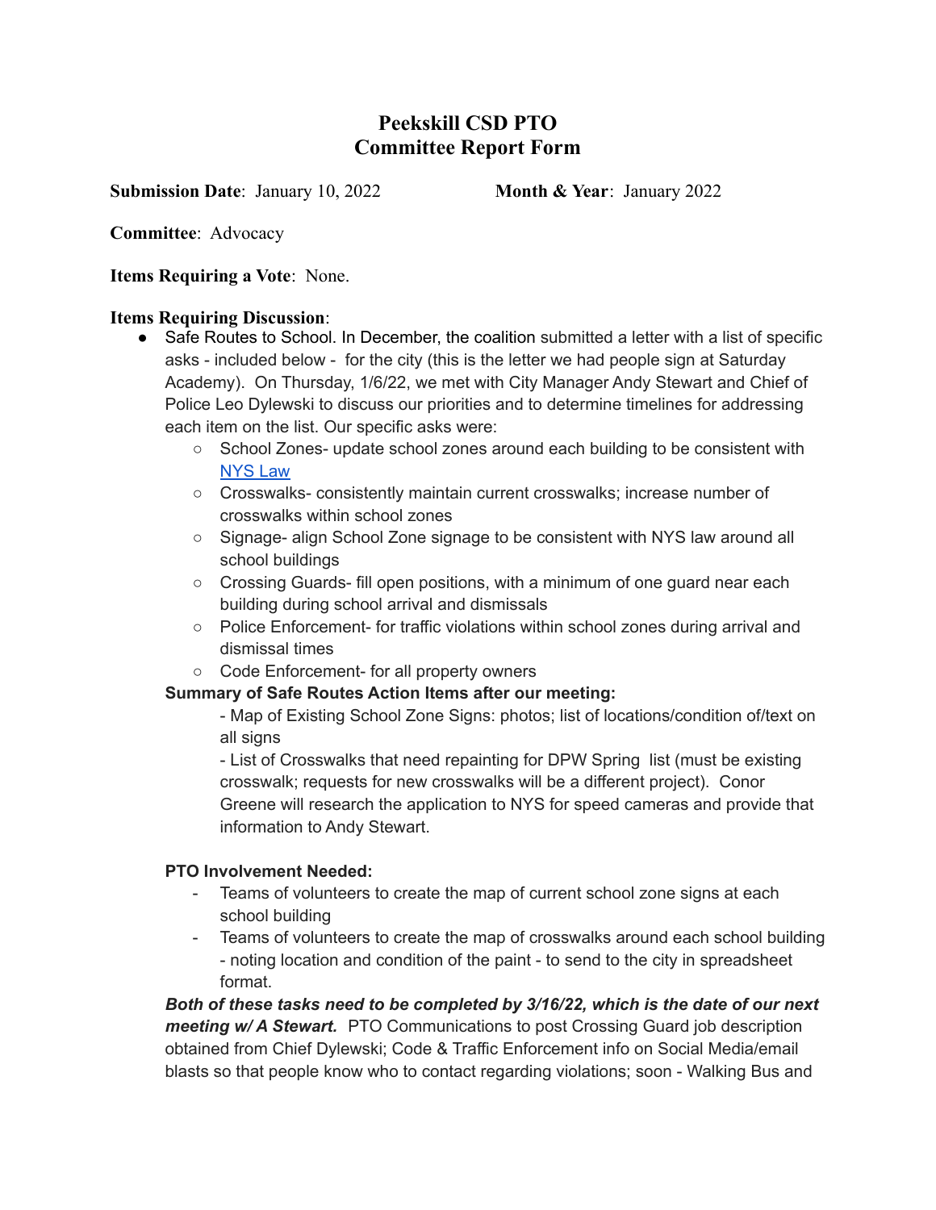# Peekskill CSD PTO
# Committee Report Form

**Submission Date**: January 10, 2022 **Month & Year**: January 2022

**Committee**: Advocacy

**Items Requiring a Vote**: None.

**Items Requiring Discussion**:

- Safe Routes to School. In December, the coalition submitted a letter with a list of specific asks - included below - for the city (this is the letter we had people sign at Saturday Academy). On Thursday, 1/6/22, we met with City Manager Andy Stewart and Chief of Police Leo Dylewski to discuss our priorities and to determine timelines for addressing each item on the list. Our specific asks were:
  - School Zones- update school zones around each building to be consistent with [NYS Law]
  - Crosswalks- consistently maintain current crosswalks; increase number of crosswalks within school zones
  - Signage- align School Zone signage to be consistent with NYS law around all school buildings
  - Crossing Guards- fill open positions, with a minimum of one guard near each building during school arrival and dismissals
  - Police Enforcement- for traffic violations within school zones during arrival and dismissal times
  - Code Enforcement- for all property owners

  **Summary of Safe Routes Action Items after our meeting:**

  - Map of Existing School Zone Signs: photos; list of locations/condition of/text on all signs
  - List of Crosswalks that need repainting for DPW Spring list (must be existing crosswalk; requests for new crosswalks will be a different project). Conor Greene will research the application to NYS for speed cameras and provide that information to Andy Stewart.

  **PTO Involvement Needed:**

  - Teams of volunteers to create the map of current school zone signs at each school building
  - Teams of volunteers to create the map of crosswalks around each school building - noting location and condition of the paint - to send to the city in spreadsheet format.

  ***Both of these tasks need to be completed by 3/16/22, which is the date of our next meeting w/ A Stewart.*** PTO Communications to post Crossing Guard job description obtained from Chief Dylewski; Code & Traffic Enforcement info on Social Media/email blasts so that people know who to contact regarding violations; soon - Walking Bus and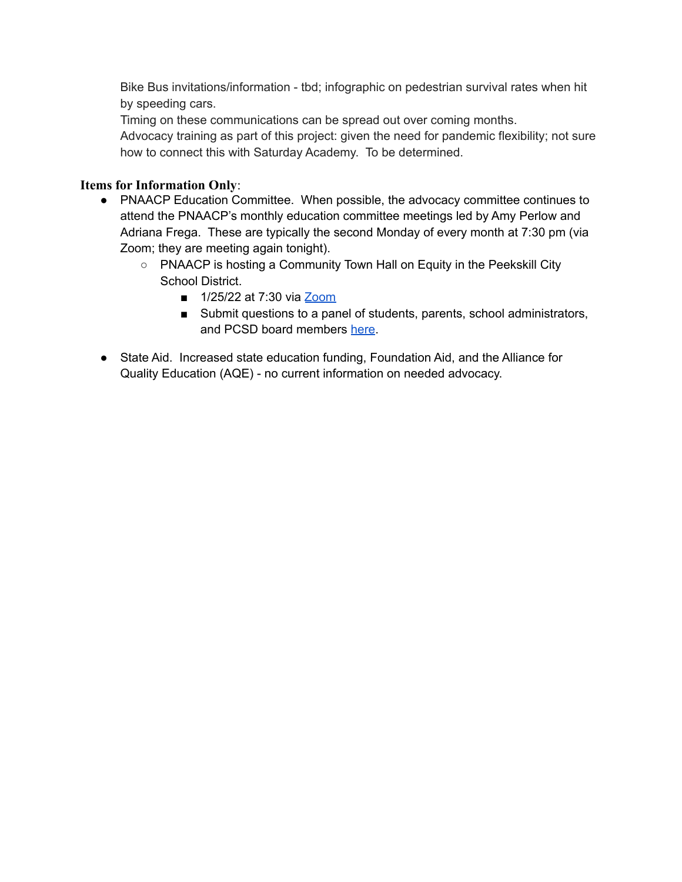Bike Bus invitations/information - tbd; infographic on pedestrian survival rates when hit by speeding cars.
Timing on these communications can be spread out over coming months.
Advocacy training as part of this project: given the need for pandemic flexibility; not sure how to connect this with Saturday Academy. To be determined.

**Items for Information Only**:

- PNAACP Education Committee. When possible, the advocacy committee continues to attend the PNAACP's monthly education committee meetings led by Amy Perlow and Adriana Frega. These are typically the second Monday of every month at 7:30 pm (via Zoom; they are meeting again tonight).
  - PNAACP is hosting a Community Town Hall on Equity in the Peekskill City School District.
    - 1/25/22 at 7:30 via Zoom
    - Submit questions to a panel of students, parents, school administrators, and PCSD board members here.

- State Aid. Increased state education funding, Foundation Aid, and the Alliance for Quality Education (AQE) - no current information on needed advocacy.